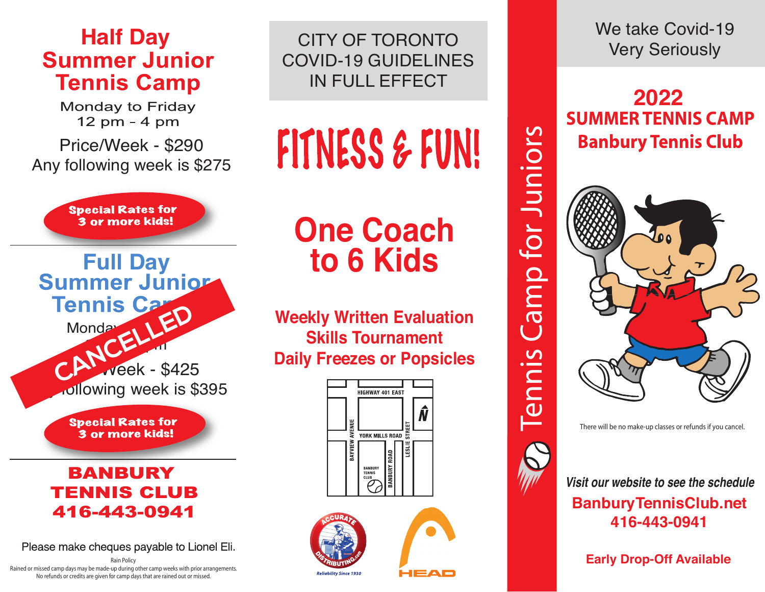# Half Day Summer Junior Tennis Camp

Monday to Friday
12 pm - 4 pm

Price/Week - $290
Any following week is $275

**Special Rates for 3 or more kids!**

---

# Full Day Summer Junior Tennis Camp

**CANCELLED**

Monday ...

... Week - $425
... following week is $395

**Special Rates for 3 or more kids!**

---

## BANBURY TENNIS CLUB
## 416-443-0941

Please make cheques payable to Lionel Eli.

Rain Policy
Rained or missed camp days may be made-up during other camp weeks with prior arrangements.
No refunds or credits are given for camp days that are rained out or missed.

CITY OF TORONTO COVID-19 GUIDELINES IN FULL EFFECT

# FITNESS & FUN!

## One Coach to 6 Kids

**Weekly Written Evaluation**
**Skills Tournament**
**Daily Freezes or Popsicles**

HIGHWAY 401 EAST
BAYVIEW AVENUE
YORK MILLS ROAD
LESLIE STREET
BANBURY ROAD
BANBURY TENNIS CLUB
N

ACCURATE DISTRIBUTING.com
Reliability Since 1930

HEAD

Tennis Camp for Juniors

We take Covid-19 Very Seriously

# 2022 SUMMER TENNIS CAMP
## Banbury Tennis Club

There will be no make-up classes or refunds if you cancel.

*Visit our website to see the schedule*
**BanburyTennisClub.net**
**416-443-0941**

**Early Drop-Off Available**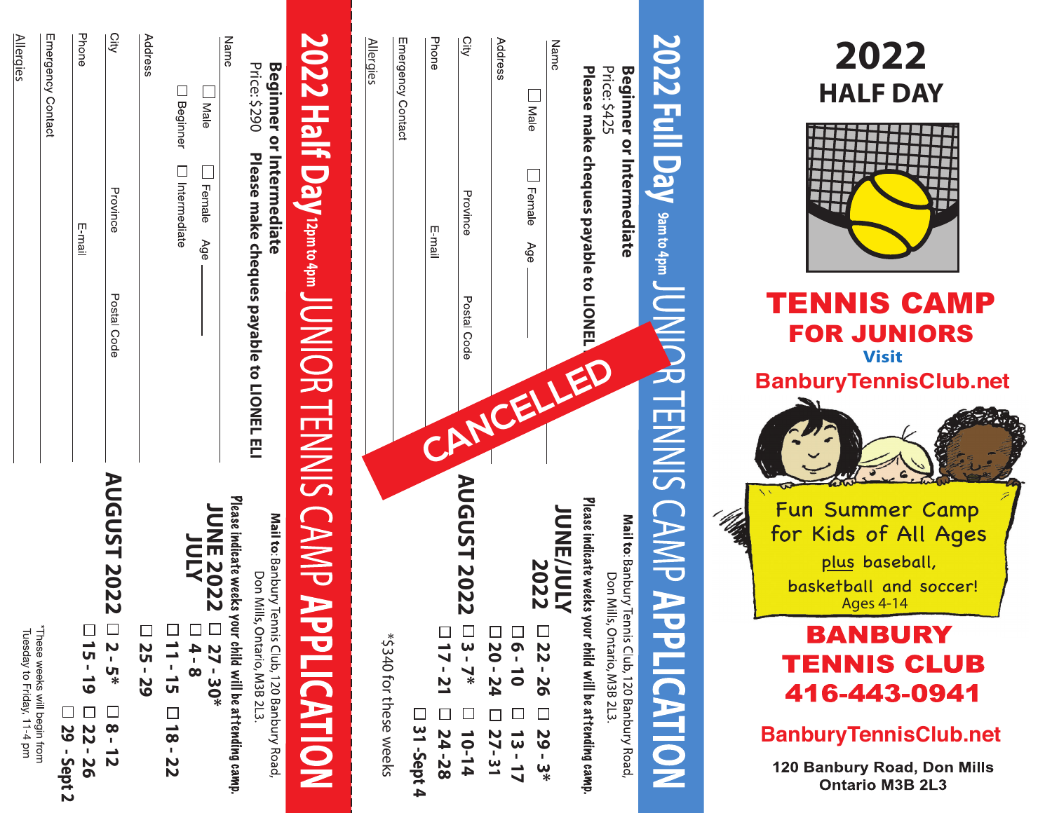# 2022 HALF DAY

## TENNIS CAMP FOR JUNIORS

Visit BanburyTennisClub.net

Fun Summer Camp for Kids of All Ages plus baseball, basketball and soccer!

Ages 4-14

**BANBURY TENNIS CLUB**

**416-443-0941**

BanburyTennisClub.net

120 Banbury Road, Don Mills Ontario M3B 2L3

---

# 2022 Full Day 9am to 4pm JUNIOR TENNIS CAMP APPLICATION

CANCELLED

**Beginner or Intermediate**

Price: $425

**Please make cheques payable to LIONEL**

Name

☐ Male ☐ Female Age ______

Address

City Province Postal Code

Phone E-mail

Emergency Contact

Allergies

**Mail to:** Banbury Tennis Club, 120 Banbury Road, Don Mills, Ontario, M3B 2L3.

**Please indicate weeks your child will be attending camp.**

**JUNE/JULY 2022** ☐ **22 - 26** ☐ **29 - 3***

☐ **6 - 10** ☐ **13 - 17**

☐ **20 - 24** ☐ **27 - 31**

**AUGUST 2022** ☐ **3 - 7*** ☐ **10-14**

☐ **17 - 21** ☐ **24 -28**

☐ **31 -Sept 4**

*$340 for these weeks

---

# 2022 Half Day 12pm to 4pm JUNIOR TENNIS CAMP APPLICATION

**Beginner or Intermediate**

Price: $290 **Please make cheques payable to LIONEL ELI**

Name

☐ Male ☐ Female Age ______

☐ Beginner ☐ Intermediate

Address

City Province Postal Code

Phone E-mail

Emergency Contact

Allergies

**Mail to:** Banbury Tennis Club, 120 Banbury Road, Don Mills, Ontario, M3B 2L3.

**Please indicate weeks your child will be attending camp.**

**JUNE 2022** ☐ **27 - 30***

**JULY** ☐ **4 - 8**

☐ **11 - 15** ☐ **18 - 22**

☐ **25 - 29**

**AUGUST 2022** ☐ **2 - 5*** ☐ **8 - 12**

☐ **15 - 19** ☐ **22 - 26**

☐ **29 - Sept 2**

*These weeks will begin from Tuesday to Friday, 11-4 pm